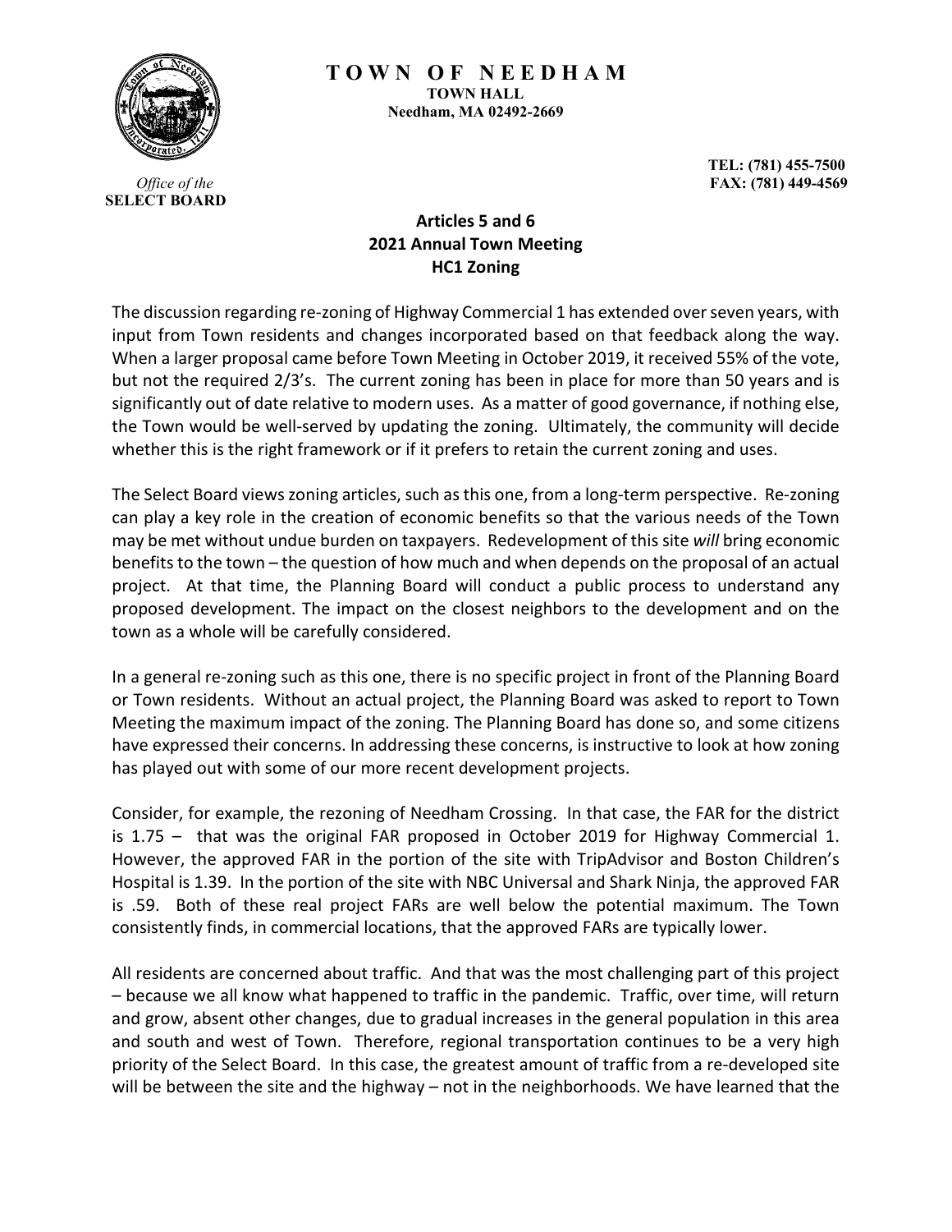**TOWN OF NEEDHAM**
**TOWN HALL**
**Needham, MA 02492-2669**

*Office of the*
**SELECT BOARD**

**TEL: (781) 455-7500**
**FAX: (781) 449-4569**

## Articles 5 and 6
## 2021 Annual Town Meeting
## HC1 Zoning

The discussion regarding re-zoning of Highway Commercial 1 has extended over seven years, with input from Town residents and changes incorporated based on that feedback along the way. When a larger proposal came before Town Meeting in October 2019, it received 55% of the vote, but not the required 2/3's. The current zoning has been in place for more than 50 years and is significantly out of date relative to modern uses. As a matter of good governance, if nothing else, the Town would be well-served by updating the zoning. Ultimately, the community will decide whether this is the right framework or if it prefers to retain the current zoning and uses.

The Select Board views zoning articles, such as this one, from a long-term perspective. Re-zoning can play a key role in the creation of economic benefits so that the various needs of the Town may be met without undue burden on taxpayers. Redevelopment of this site *will* bring economic benefits to the town – the question of how much and when depends on the proposal of an actual project. At that time, the Planning Board will conduct a public process to understand any proposed development. The impact on the closest neighbors to the development and on the town as a whole will be carefully considered.

In a general re-zoning such as this one, there is no specific project in front of the Planning Board or Town residents. Without an actual project, the Planning Board was asked to report to Town Meeting the maximum impact of the zoning. The Planning Board has done so, and some citizens have expressed their concerns. In addressing these concerns, is instructive to look at how zoning has played out with some of our more recent development projects.

Consider, for example, the rezoning of Needham Crossing. In that case, the FAR for the district is 1.75 – that was the original FAR proposed in October 2019 for Highway Commercial 1. However, the approved FAR in the portion of the site with TripAdvisor and Boston Children's Hospital is 1.39. In the portion of the site with NBC Universal and Shark Ninja, the approved FAR is .59. Both of these real project FARs are well below the potential maximum. The Town consistently finds, in commercial locations, that the approved FARs are typically lower.

All residents are concerned about traffic. And that was the most challenging part of this project – because we all know what happened to traffic in the pandemic. Traffic, over time, will return and grow, absent other changes, due to gradual increases in the general population in this area and south and west of Town. Therefore, regional transportation continues to be a very high priority of the Select Board. In this case, the greatest amount of traffic from a re-developed site will be between the site and the highway – not in the neighborhoods. We have learned that the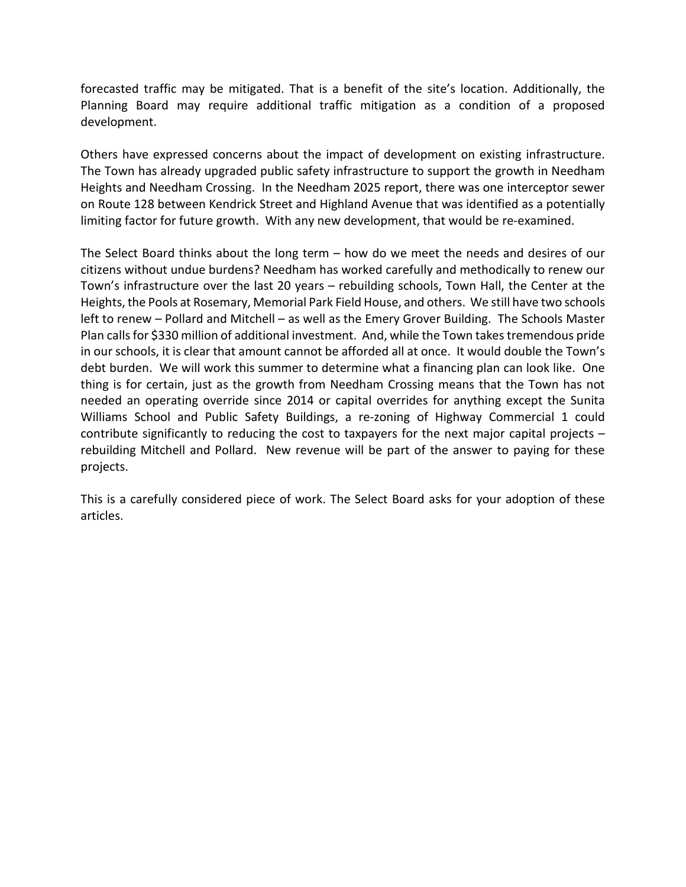forecasted traffic may be mitigated. That is a benefit of the site's location. Additionally, the Planning Board may require additional traffic mitigation as a condition of a proposed development.

Others have expressed concerns about the impact of development on existing infrastructure. The Town has already upgraded public safety infrastructure to support the growth in Needham Heights and Needham Crossing. In the Needham 2025 report, there was one interceptor sewer on Route 128 between Kendrick Street and Highland Avenue that was identified as a potentially limiting factor for future growth. With any new development, that would be re-examined.

The Select Board thinks about the long term – how do we meet the needs and desires of our citizens without undue burdens? Needham has worked carefully and methodically to renew our Town's infrastructure over the last 20 years – rebuilding schools, Town Hall, the Center at the Heights, the Pools at Rosemary, Memorial Park Field House, and others. We still have two schools left to renew – Pollard and Mitchell – as well as the Emery Grover Building. The Schools Master Plan calls for $330 million of additional investment. And, while the Town takes tremendous pride in our schools, it is clear that amount cannot be afforded all at once. It would double the Town's debt burden. We will work this summer to determine what a financing plan can look like. One thing is for certain, just as the growth from Needham Crossing means that the Town has not needed an operating override since 2014 or capital overrides for anything except the Sunita Williams School and Public Safety Buildings, a re-zoning of Highway Commercial 1 could contribute significantly to reducing the cost to taxpayers for the next major capital projects – rebuilding Mitchell and Pollard. New revenue will be part of the answer to paying for these projects.

This is a carefully considered piece of work. The Select Board asks for your adoption of these articles.